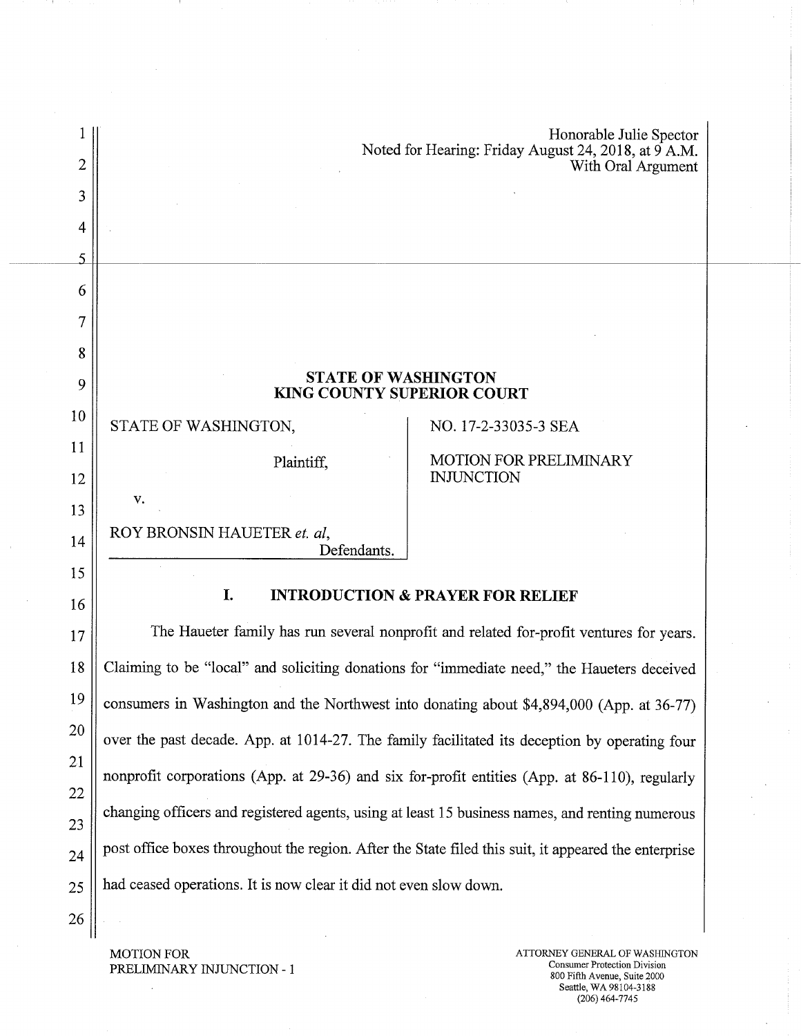Honorable Julie Spector
Noted for Hearing: Friday August 24, 2018, at 9 A.M.
With Oral Argument

# STATE OF WASHINGTON
# KING COUNTY SUPERIOR COURT

| | |
|---|---|
| STATE OF WASHINGTON,<br><br>Plaintiff,<br><br>v.<br><br>ROY BRONSIN HAUETER *et. al*,<br>Defendants. | NO. 17-2-33035-3 SEA<br><br>MOTION FOR PRELIMINARY INJUNCTION |

## I. INTRODUCTION & PRAYER FOR RELIEF

The Haueter family has run several nonprofit and related for-profit ventures for years. Claiming to be "local" and soliciting donations for "immediate need," the Haueters deceived consumers in Washington and the Northwest into donating about $4,894,000 (App. at 36-77) over the past decade. App. at 1014-27. The family facilitated its deception by operating four nonprofit corporations (App. at 29-36) and six for-profit entities (App. at 86-110), regularly changing officers and registered agents, using at least 15 business names, and renting numerous post office boxes throughout the region. After the State filed this suit, it appeared the enterprise had ceased operations. It is now clear it did not even slow down.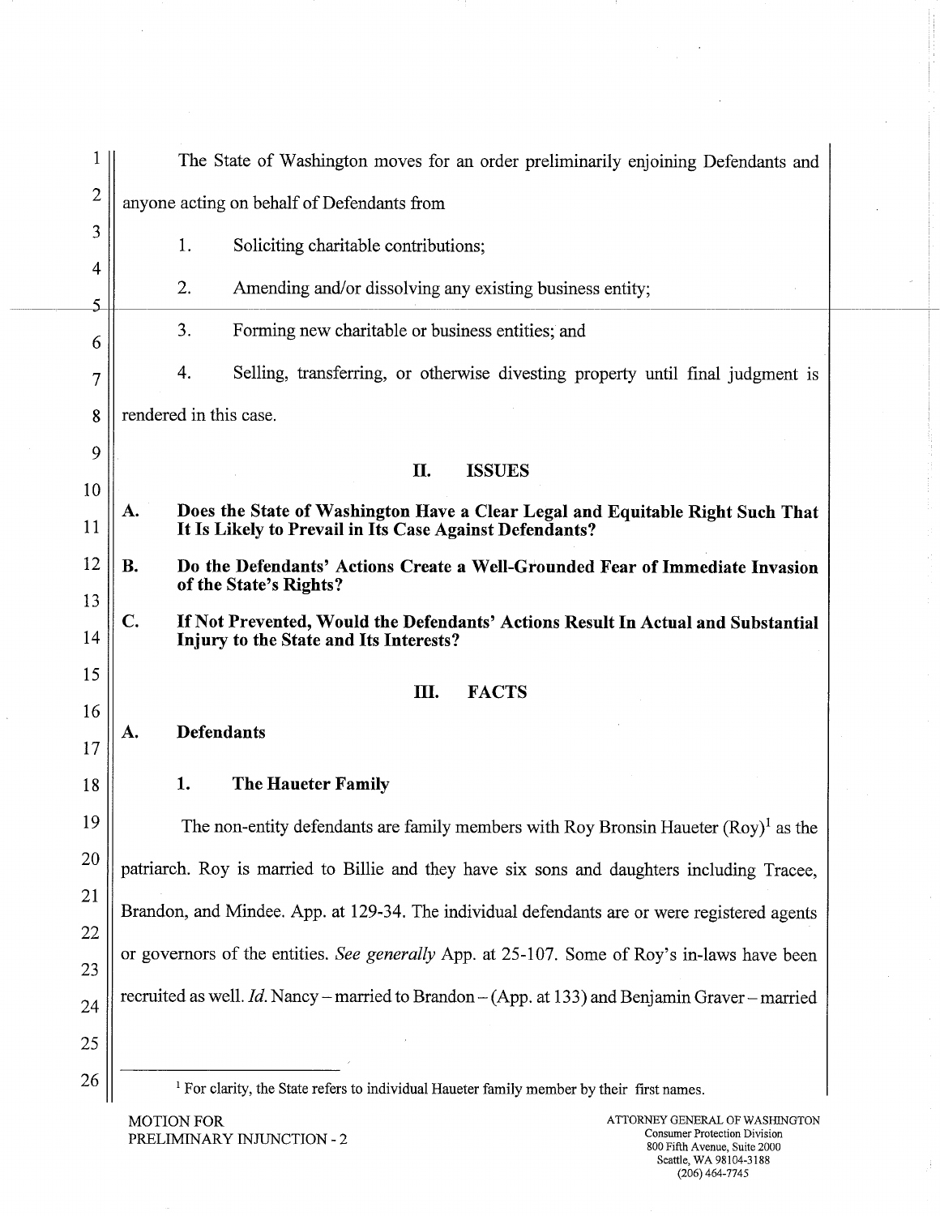The State of Washington moves for an order preliminarily enjoining Defendants and anyone acting on behalf of Defendants from

1. Soliciting charitable contributions;
2. Amending and/or dissolving any existing business entity;
3. Forming new charitable or business entities; and
4. Selling, transferring, or otherwise divesting property until final judgment is rendered in this case.

## II. ISSUES

**A. Does the State of Washington Have a Clear Legal and Equitable Right Such That It Is Likely to Prevail in Its Case Against Defendants?**

**B. Do the Defendants' Actions Create a Well-Grounded Fear of Immediate Invasion of the State's Rights?**

**C. If Not Prevented, Would the Defendants' Actions Result In Actual and Substantial Injury to the State and Its Interests?**

## III. FACTS

### A. Defendants

#### 1. The Haueter Family

The non-entity defendants are family members with Roy Bronsin Haueter (Roy)[1] as the patriarch. Roy is married to Billie and they have six sons and daughters including Tracee, Brandon, and Mindee. App. at 129-34. The individual defendants are or were registered agents or governors of the entities. *See generally* App. at 25-107. Some of Roy's in-laws have been recruited as well. *Id.* Nancy – married to Brandon – (App. at 133) and Benjamin Graver – married

[1] For clarity, the State refers to individual Haueter family member by their first names.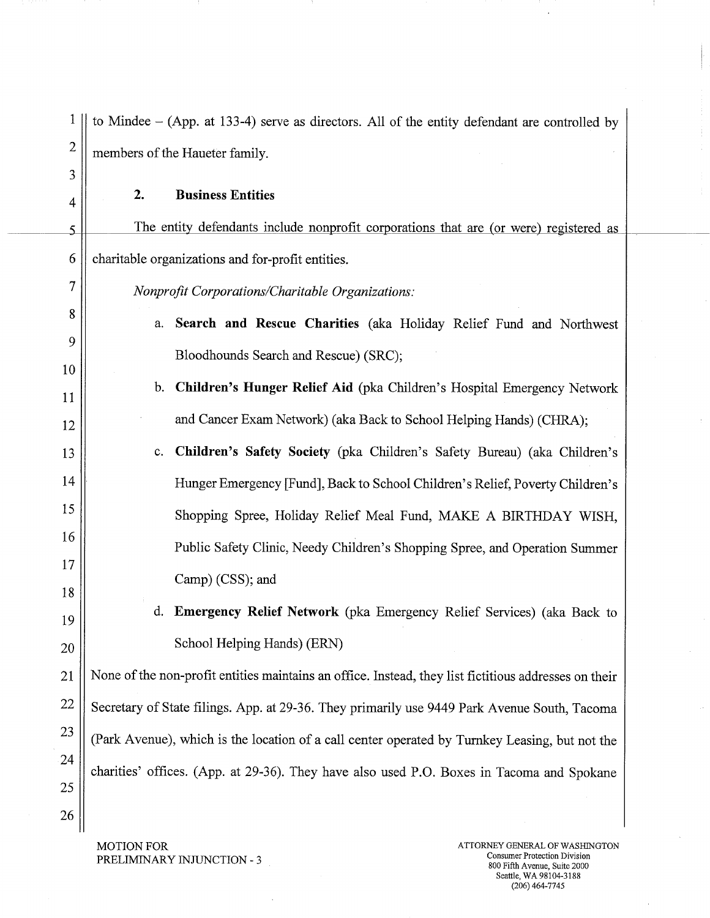to Mindee – (App. at 133-4) serve as directors. All of the entity defendant are controlled by members of the Haueter family.

### 2. Business Entities

The entity defendants include nonprofit corporations that are (or were) registered as charitable organizations and for-profit entities.

*Nonprofit Corporations/Charitable Organizations:*

a. **Search and Rescue Charities** (aka Holiday Relief Fund and Northwest Bloodhounds Search and Rescue) (SRC);

b. **Children's Hunger Relief Aid** (pka Children's Hospital Emergency Network and Cancer Exam Network) (aka Back to School Helping Hands) (CHRA);

c. **Children's Safety Society** (pka Children's Safety Bureau) (aka Children's Hunger Emergency [Fund], Back to School Children's Relief, Poverty Children's Shopping Spree, Holiday Relief Meal Fund, MAKE A BIRTHDAY WISH, Public Safety Clinic, Needy Children's Shopping Spree, and Operation Summer Camp) (CSS); and

d. **Emergency Relief Network** (pka Emergency Relief Services) (aka Back to School Helping Hands) (ERN)

None of the non-profit entities maintains an office. Instead, they list fictitious addresses on their Secretary of State filings. App. at 29-36. They primarily use 9449 Park Avenue South, Tacoma (Park Avenue), which is the location of a call center operated by Turnkey Leasing, but not the charities' offices. (App. at 29-36). They have also used P.O. Boxes in Tacoma and Spokane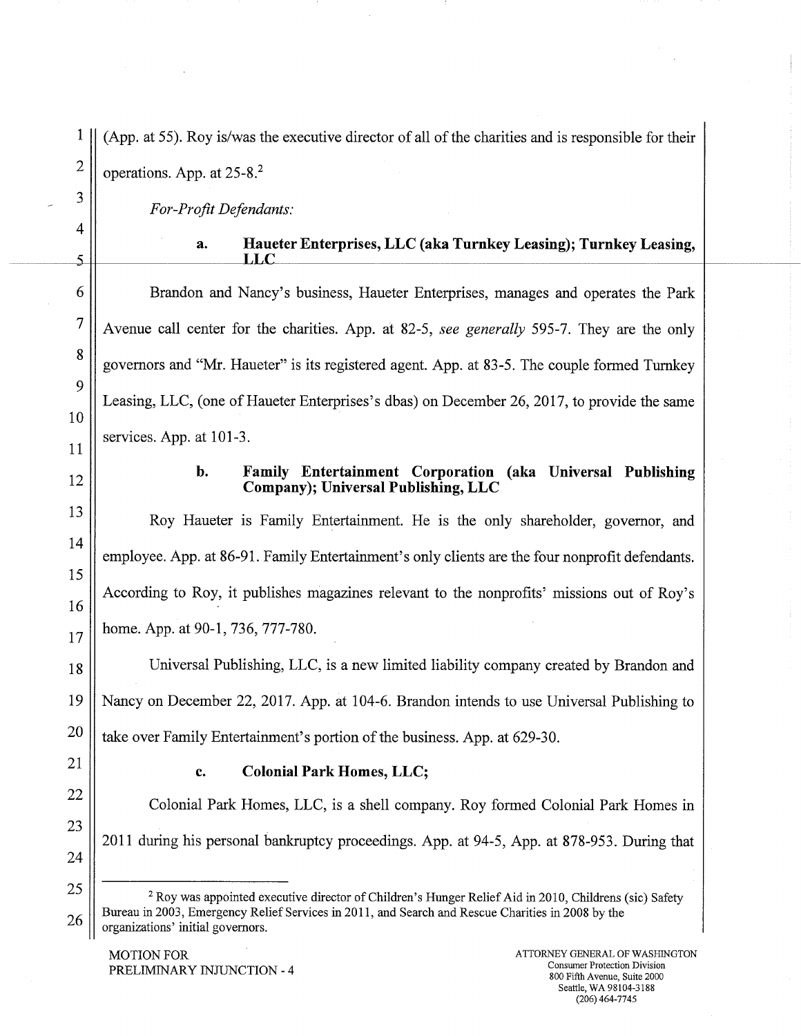(App. at 55). Roy is/was the executive director of all of the charities and is responsible for their operations. App. at 25-8.[2]

*For-Profit Defendants:*

**a. Haueter Enterprises, LLC (aka Turnkey Leasing); Turnkey Leasing, LLC**

Brandon and Nancy's business, Haueter Enterprises, manages and operates the Park Avenue call center for the charities. App. at 82-5, *see generally* 595-7. They are the only governors and "Mr. Haueter" is its registered agent. App. at 83-5. The couple formed Turnkey Leasing, LLC, (one of Haueter Enterprises's dbas) on December 26, 2017, to provide the same services. App. at 101-3.

**b. Family Entertainment Corporation (aka Universal Publishing Company); Universal Publishing, LLC**

Roy Haueter is Family Entertainment. He is the only shareholder, governor, and employee. App. at 86-91. Family Entertainment's only clients are the four nonprofit defendants. According to Roy, it publishes magazines relevant to the nonprofits' missions out of Roy's home. App. at 90-1, 736, 777-780.

Universal Publishing, LLC, is a new limited liability company created by Brandon and Nancy on December 22, 2017. App. at 104-6. Brandon intends to use Universal Publishing to take over Family Entertainment's portion of the business. App. at 629-30.

**c. Colonial Park Homes, LLC;**

Colonial Park Homes, LLC, is a shell company. Roy formed Colonial Park Homes in 2011 during his personal bankruptcy proceedings. App. at 94-5, App. at 878-953. During that

---

[2] Roy was appointed executive director of Children's Hunger Relief Aid in 2010, Childrens (sic) Safety Bureau in 2003, Emergency Relief Services in 2011, and Search and Rescue Charities in 2008 by the organizations' initial governors.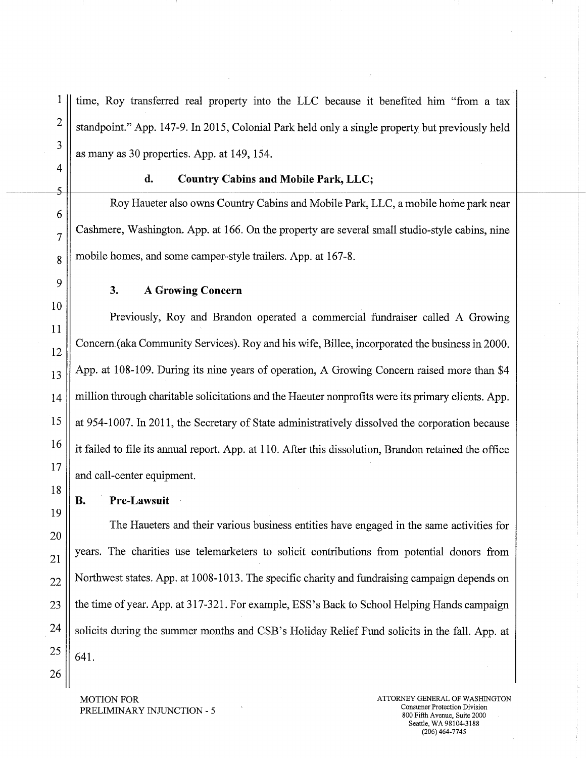time, Roy transferred real property into the LLC because it benefited him "from a tax standpoint." App. 147-9. In 2015, Colonial Park held only a single property but previously held as many as 30 properties. App. at 149, 154.

#### d. Country Cabins and Mobile Park, LLC;

Roy Haueter also owns Country Cabins and Mobile Park, LLC, a mobile home park near Cashmere, Washington. App. at 166. On the property are several small studio-style cabins, nine mobile homes, and some camper-style trailers. App. at 167-8.

### 3. A Growing Concern

Previously, Roy and Brandon operated a commercial fundraiser called A Growing Concern (aka Community Services). Roy and his wife, Billee, incorporated the business in 2000. App. at 108-109. During its nine years of operation, A Growing Concern raised more than $4 million through charitable solicitations and the Haeuter nonprofits were its primary clients. App. at 954-1007. In 2011, the Secretary of State administratively dissolved the corporation because it failed to file its annual report. App. at 110. After this dissolution, Brandon retained the office and call-center equipment.

## B. Pre-Lawsuit

The Haueters and their various business entities have engaged in the same activities for years. The charities use telemarketers to solicit contributions from potential donors from Northwest states. App. at 1008-1013. The specific charity and fundraising campaign depends on the time of year. App. at 317-321. For example, ESS's Back to School Helping Hands campaign solicits during the summer months and CSB's Holiday Relief Fund solicits in the fall. App. at 641.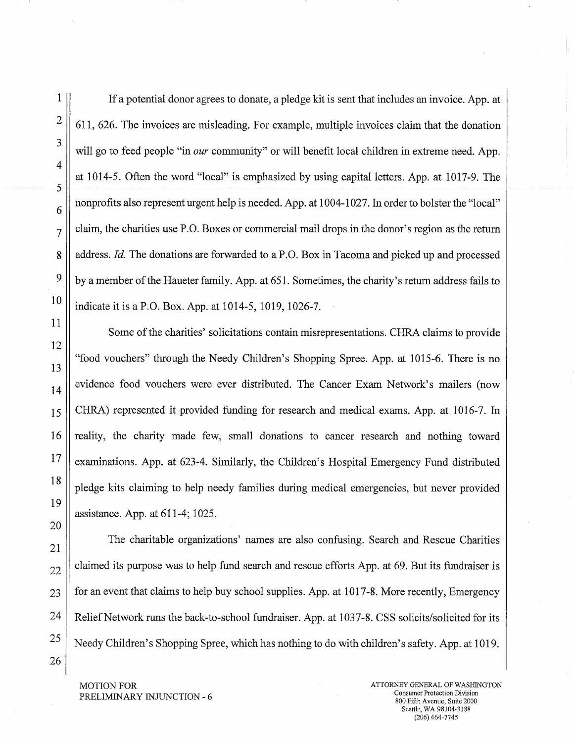If a potential donor agrees to donate, a pledge kit is sent that includes an invoice. App. at 611, 626. The invoices are misleading. For example, multiple invoices claim that the donation will go to feed people "in *our* community" or will benefit local children in extreme need. App. at 1014-5. Often the word "local" is emphasized by using capital letters. App. at 1017-9. The nonprofits also represent urgent help is needed. App. at 1004-1027. In order to bolster the "local" claim, the charities use P.O. Boxes or commercial mail drops in the donor's region as the return address. *Id.* The donations are forwarded to a P.O. Box in Tacoma and picked up and processed by a member of the Haueter family. App. at 651. Sometimes, the charity's return address fails to indicate it is a P.O. Box. App. at 1014-5, 1019, 1026-7.

Some of the charities' solicitations contain misrepresentations. CHRA claims to provide "food vouchers" through the Needy Children's Shopping Spree. App. at 1015-6. There is no evidence food vouchers were ever distributed. The Cancer Exam Network's mailers (now CHRA) represented it provided funding for research and medical exams. App. at 1016-7. In reality, the charity made few, small donations to cancer research and nothing toward examinations. App. at 623-4. Similarly, the Children's Hospital Emergency Fund distributed pledge kits claiming to help needy families during medical emergencies, but never provided assistance. App. at 611-4; 1025.

The charitable organizations' names are also confusing. Search and Rescue Charities claimed its purpose was to help fund search and rescue efforts App. at 69. But its fundraiser is for an event that claims to help buy school supplies. App. at 1017-8. More recently, Emergency Relief Network runs the back-to-school fundraiser. App. at 1037-8. CSS solicits/solicited for its Needy Children's Shopping Spree, which has nothing to do with children's safety. App. at 1019.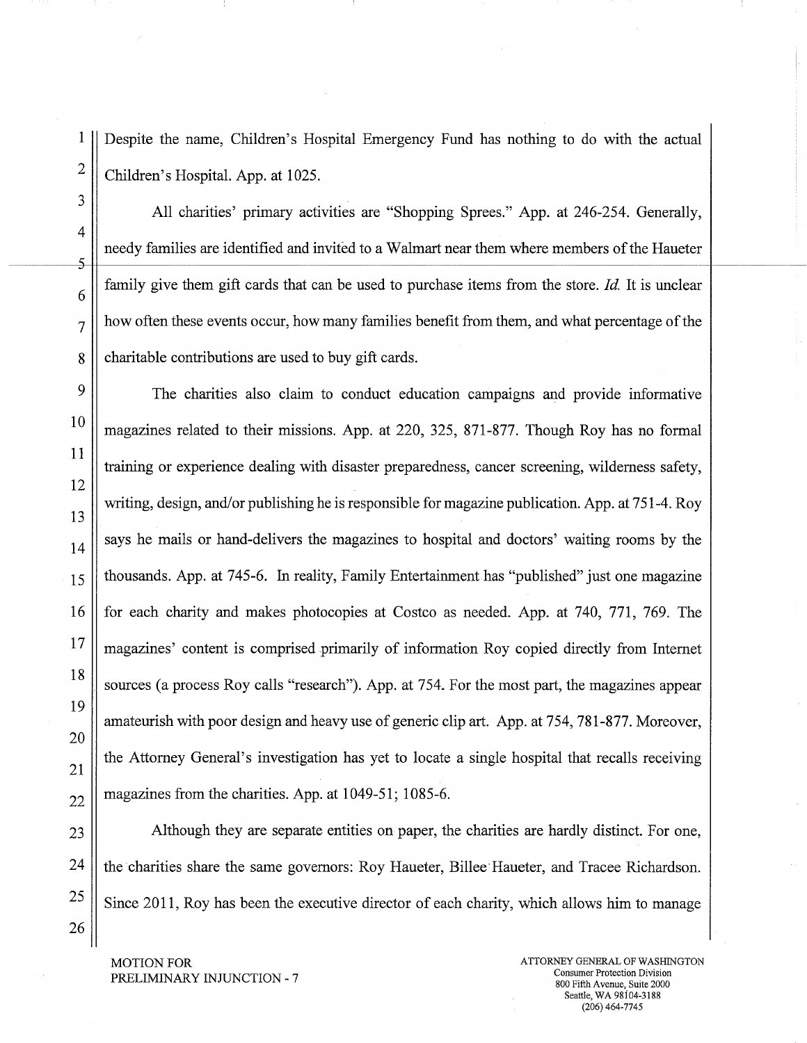Despite the name, Children's Hospital Emergency Fund has nothing to do with the actual Children's Hospital. App. at 1025.

All charities' primary activities are "Shopping Sprees." App. at 246-254. Generally, needy families are identified and invited to a Walmart near them where members of the Haueter family give them gift cards that can be used to purchase items from the store. *Id.* It is unclear how often these events occur, how many families benefit from them, and what percentage of the charitable contributions are used to buy gift cards.

The charities also claim to conduct education campaigns and provide informative magazines related to their missions. App. at 220, 325, 871-877. Though Roy has no formal training or experience dealing with disaster preparedness, cancer screening, wilderness safety, writing, design, and/or publishing he is responsible for magazine publication. App. at 751-4. Roy says he mails or hand-delivers the magazines to hospital and doctors' waiting rooms by the thousands. App. at 745-6. In reality, Family Entertainment has "published" just one magazine for each charity and makes photocopies at Costco as needed. App. at 740, 771, 769. The magazines' content is comprised primarily of information Roy copied directly from Internet sources (a process Roy calls "research"). App. at 754. For the most part, the magazines appear amateurish with poor design and heavy use of generic clip art. App. at 754, 781-877. Moreover, the Attorney General's investigation has yet to locate a single hospital that recalls receiving magazines from the charities. App. at 1049-51; 1085-6.

Although they are separate entities on paper, the charities are hardly distinct. For one, the charities share the same governors: Roy Haueter, Billee Haueter, and Tracee Richardson. Since 2011, Roy has been the executive director of each charity, which allows him to manage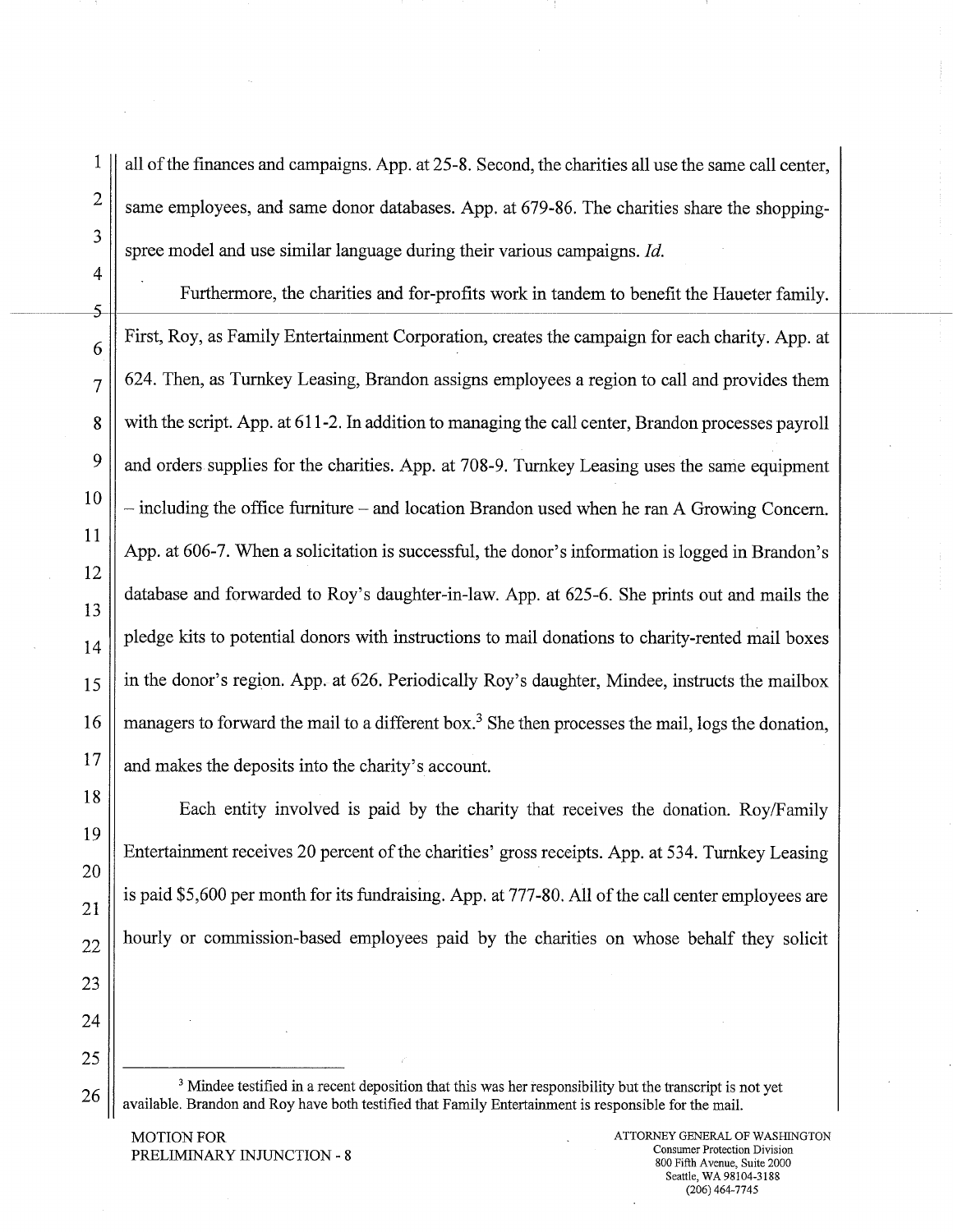all of the finances and campaigns. App. at 25-8. Second, the charities all use the same call center, same employees, and same donor databases. App. at 679-86. The charities share the shopping-spree model and use similar language during their various campaigns. *Id.*

Furthermore, the charities and for-profits work in tandem to benefit the Haueter family. First, Roy, as Family Entertainment Corporation, creates the campaign for each charity. App. at 624. Then, as Turnkey Leasing, Brandon assigns employees a region to call and provides them with the script. App. at 611-2. In addition to managing the call center, Brandon processes payroll and orders supplies for the charities. App. at 708-9. Turnkey Leasing uses the same equipment – including the office furniture – and location Brandon used when he ran A Growing Concern. App. at 606-7. When a solicitation is successful, the donor's information is logged in Brandon's database and forwarded to Roy's daughter-in-law. App. at 625-6. She prints out and mails the pledge kits to potential donors with instructions to mail donations to charity-rented mail boxes in the donor's region. App. at 626. Periodically Roy's daughter, Mindee, instructs the mailbox managers to forward the mail to a different box.[3] She then processes the mail, logs the donation, and makes the deposits into the charity's account.

Each entity involved is paid by the charity that receives the donation. Roy/Family Entertainment receives 20 percent of the charities' gross receipts. App. at 534. Turnkey Leasing is paid $5,600 per month for its fundraising. App. at 777-80. All of the call center employees are hourly or commission-based employees paid by the charities on whose behalf they solicit

---

[3] Mindee testified in a recent deposition that this was her responsibility but the transcript is not yet available. Brandon and Roy have both testified that Family Entertainment is responsible for the mail.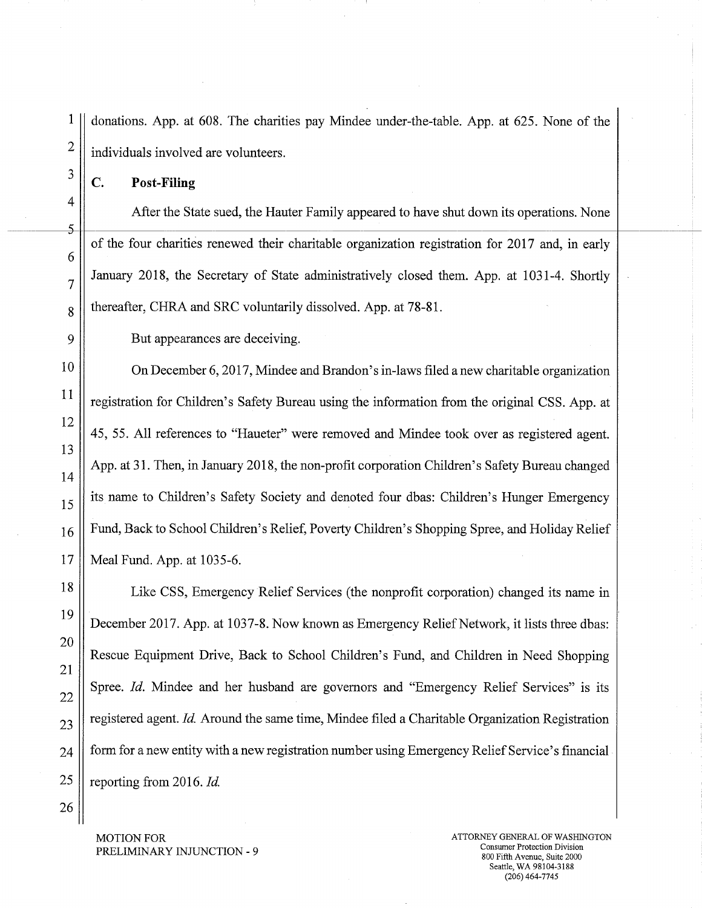donations. App. at 608. The charities pay Mindee under-the-table. App. at 625. None of the individuals involved are volunteers.

### C. Post-Filing

After the State sued, the Hauter Family appeared to have shut down its operations. None of the four charities renewed their charitable organization registration for 2017 and, in early January 2018, the Secretary of State administratively closed them. App. at 1031-4. Shortly thereafter, CHRA and SRC voluntarily dissolved. App. at 78-81.

But appearances are deceiving.

On December 6, 2017, Mindee and Brandon's in-laws filed a new charitable organization registration for Children's Safety Bureau using the information from the original CSS. App. at 45, 55. All references to "Haueter" were removed and Mindee took over as registered agent. App. at 31. Then, in January 2018, the non-profit corporation Children's Safety Bureau changed its name to Children's Safety Society and denoted four dbas: Children's Hunger Emergency Fund, Back to School Children's Relief, Poverty Children's Shopping Spree, and Holiday Relief Meal Fund. App. at 1035-6.

Like CSS, Emergency Relief Services (the nonprofit corporation) changed its name in December 2017. App. at 1037-8. Now known as Emergency Relief Network, it lists three dbas: Rescue Equipment Drive, Back to School Children's Fund, and Children in Need Shopping Spree. *Id.* Mindee and her husband are governors and "Emergency Relief Services" is its registered agent. *Id.* Around the same time, Mindee filed a Charitable Organization Registration form for a new entity with a new registration number using Emergency Relief Service's financial reporting from 2016. *Id.*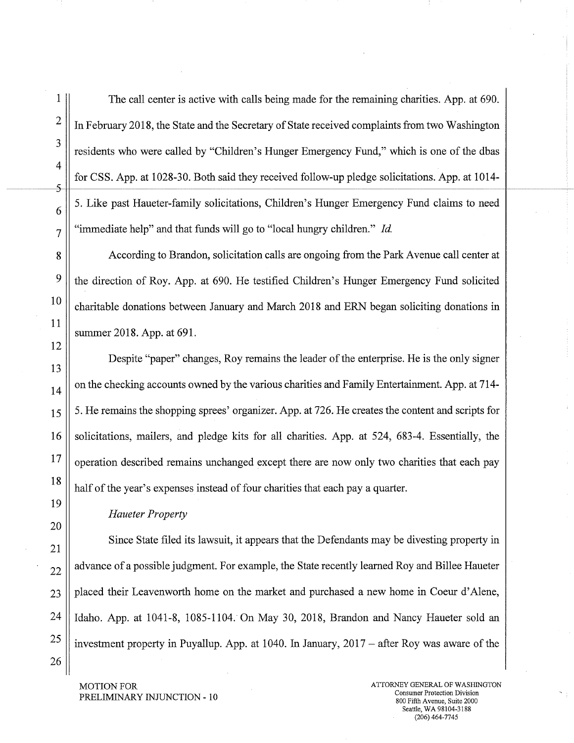The call center is active with calls being made for the remaining charities. App. at 690. In February 2018, the State and the Secretary of State received complaints from two Washington residents who were called by "Children's Hunger Emergency Fund," which is one of the dbas for CSS. App. at 1028-30. Both said they received follow-up pledge solicitations. App. at 1014-5. Like past Haueter-family solicitations, Children's Hunger Emergency Fund claims to need "immediate help" and that funds will go to "local hungry children." *Id.*

According to Brandon, solicitation calls are ongoing from the Park Avenue call center at the direction of Roy. App. at 690. He testified Children's Hunger Emergency Fund solicited charitable donations between January and March 2018 and ERN began soliciting donations in summer 2018. App. at 691.

Despite "paper" changes, Roy remains the leader of the enterprise. He is the only signer on the checking accounts owned by the various charities and Family Entertainment. App. at 714-5. He remains the shopping sprees' organizer. App. at 726. He creates the content and scripts for solicitations, mailers, and pledge kits for all charities. App. at 524, 683-4. Essentially, the operation described remains unchanged except there are now only two charities that each pay half of the year's expenses instead of four charities that each pay a quarter.

*Haueter Property*

Since State filed its lawsuit, it appears that the Defendants may be divesting property in advance of a possible judgment. For example, the State recently learned Roy and Billee Haueter placed their Leavenworth home on the market and purchased a new home in Coeur d'Alene, Idaho. App. at 1041-8, 1085-1104. On May 30, 2018, Brandon and Nancy Haueter sold an investment property in Puyallup. App. at 1040. In January, 2017 – after Roy was aware of the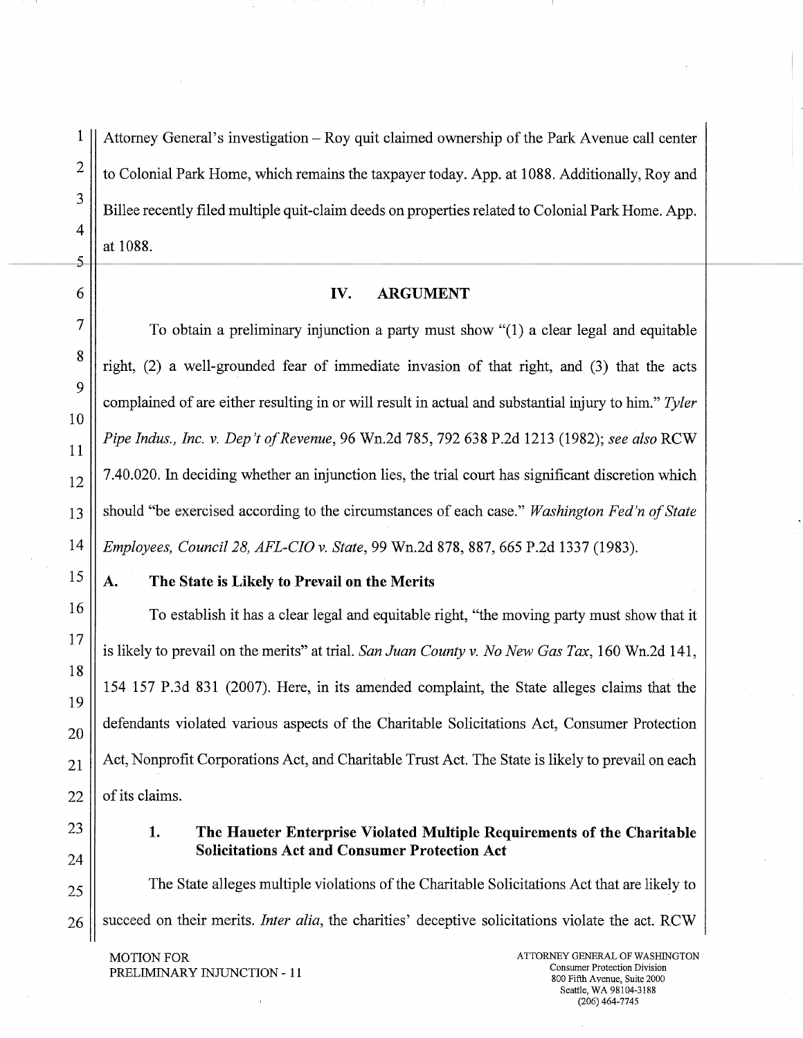Attorney General's investigation – Roy quit claimed ownership of the Park Avenue call center to Colonial Park Home, which remains the taxpayer today. App. at 1088. Additionally, Roy and Billee recently filed multiple quit-claim deeds on properties related to Colonial Park Home. App. at 1088.

## IV. ARGUMENT

To obtain a preliminary injunction a party must show "(1) a clear legal and equitable right, (2) a well-grounded fear of immediate invasion of that right, and (3) that the acts complained of are either resulting in or will result in actual and substantial injury to him." *Tyler Pipe Indus., Inc. v. Dep't of Revenue*, 96 Wn.2d 785, 792 638 P.2d 1213 (1982); *see also* RCW 7.40.020. In deciding whether an injunction lies, the trial court has significant discretion which should "be exercised according to the circumstances of each case." *Washington Fed'n of State Employees, Council 28, AFL-CIO v. State*, 99 Wn.2d 878, 887, 665 P.2d 1337 (1983).

### A. The State is Likely to Prevail on the Merits

To establish it has a clear legal and equitable right, "the moving party must show that it is likely to prevail on the merits" at trial. *San Juan County v. No New Gas Tax*, 160 Wn.2d 141, 154 157 P.3d 831 (2007). Here, in its amended complaint, the State alleges claims that the defendants violated various aspects of the Charitable Solicitations Act, Consumer Protection Act, Nonprofit Corporations Act, and Charitable Trust Act. The State is likely to prevail on each of its claims.

#### 1. The Haueter Enterprise Violated Multiple Requirements of the Charitable Solicitations Act and Consumer Protection Act

The State alleges multiple violations of the Charitable Solicitations Act that are likely to succeed on their merits. *Inter alia*, the charities' deceptive solicitations violate the act. RCW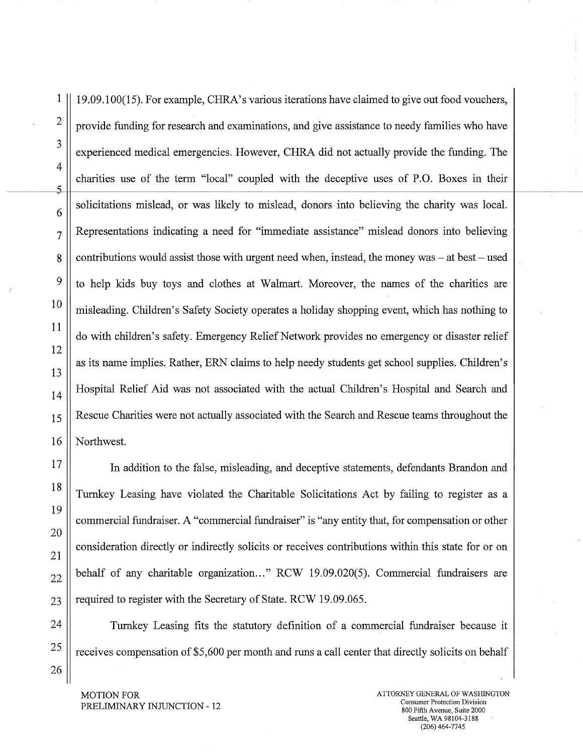19.09.100(15). For example, CHRA's various iterations have claimed to give out food vouchers, provide funding for research and examinations, and give assistance to needy families who have experienced medical emergencies. However, CHRA did not actually provide the funding. The charities use of the term "local" coupled with the deceptive uses of P.O. Boxes in their solicitations mislead, or was likely to mislead, donors into believing the charity was local. Representations indicating a need for "immediate assistance" mislead donors into believing contributions would assist those with urgent need when, instead, the money was – at best – used to help kids buy toys and clothes at Walmart. Moreover, the names of the charities are misleading. Children's Safety Society operates a holiday shopping event, which has nothing to do with children's safety. Emergency Relief Network provides no emergency or disaster relief as its name implies. Rather, ERN claims to help needy students get school supplies. Children's Hospital Relief Aid was not associated with the actual Children's Hospital and Search and Rescue Charities were not actually associated with the Search and Rescue teams throughout the Northwest.

In addition to the false, misleading, and deceptive statements, defendants Brandon and Turnkey Leasing have violated the Charitable Solicitations Act by failing to register as a commercial fundraiser. A "commercial fundraiser" is "any entity that, for compensation or other consideration directly or indirectly solicits or receives contributions within this state for or on behalf of any charitable organization..." RCW 19.09.020(5). Commercial fundraisers are required to register with the Secretary of State. RCW 19.09.065.

Turnkey Leasing fits the statutory definition of a commercial fundraiser because it receives compensation of $5,600 per month and runs a call center that directly solicits on behalf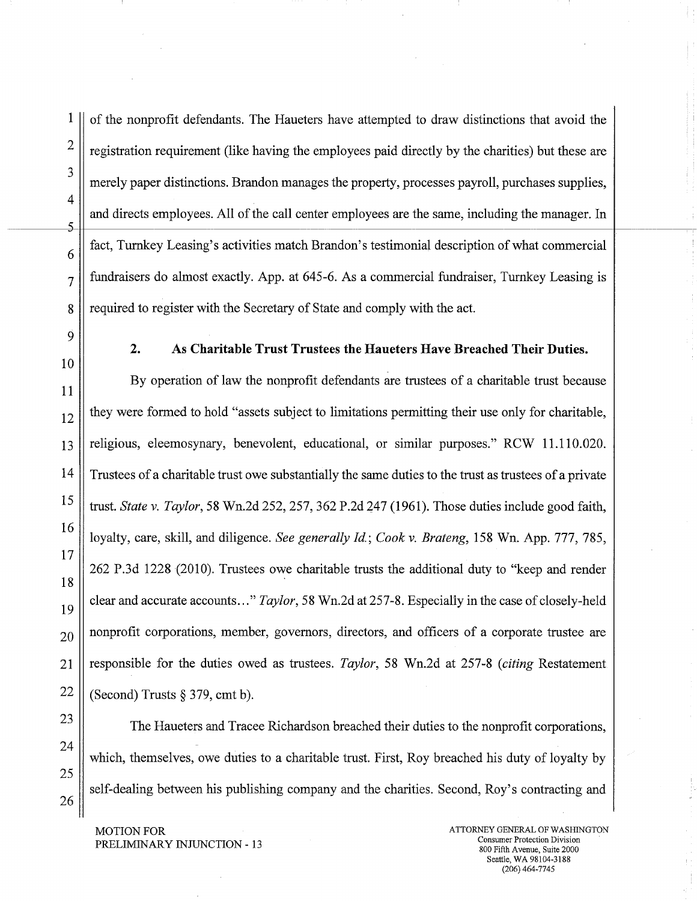of the nonprofit defendants. The Haueters have attempted to draw distinctions that avoid the registration requirement (like having the employees paid directly by the charities) but these are merely paper distinctions. Brandon manages the property, processes payroll, purchases supplies, and directs employees. All of the call center employees are the same, including the manager. In fact, Turnkey Leasing's activities match Brandon's testimonial description of what commercial fundraisers do almost exactly. App. at 645-6. As a commercial fundraiser, Turnkey Leasing is required to register with the Secretary of State and comply with the act.

**2. As Charitable Trust Trustees the Haueters Have Breached Their Duties.**

By operation of law the nonprofit defendants are trustees of a charitable trust because they were formed to hold "assets subject to limitations permitting their use only for charitable, religious, eleemosynary, benevolent, educational, or similar purposes." RCW 11.110.020. Trustees of a charitable trust owe substantially the same duties to the trust as trustees of a private trust. *State v. Taylor*, 58 Wn.2d 252, 257, 362 P.2d 247 (1961). Those duties include good faith, loyalty, care, skill, and diligence. *See generally Id.*; *Cook v. Brateng*, 158 Wn. App. 777, 785, 262 P.3d 1228 (2010). Trustees owe charitable trusts the additional duty to "keep and render clear and accurate accounts..." *Taylor*, 58 Wn.2d at 257-8. Especially in the case of closely-held nonprofit corporations, member, governors, directors, and officers of a corporate trustee are responsible for the duties owed as trustees. *Taylor*, 58 Wn.2d at 257-8 (*citing* Restatement (Second) Trusts § 379, cmt b).

The Haueters and Tracee Richardson breached their duties to the nonprofit corporations, which, themselves, owe duties to a charitable trust. First, Roy breached his duty of loyalty by self-dealing between his publishing company and the charities. Second, Roy's contracting and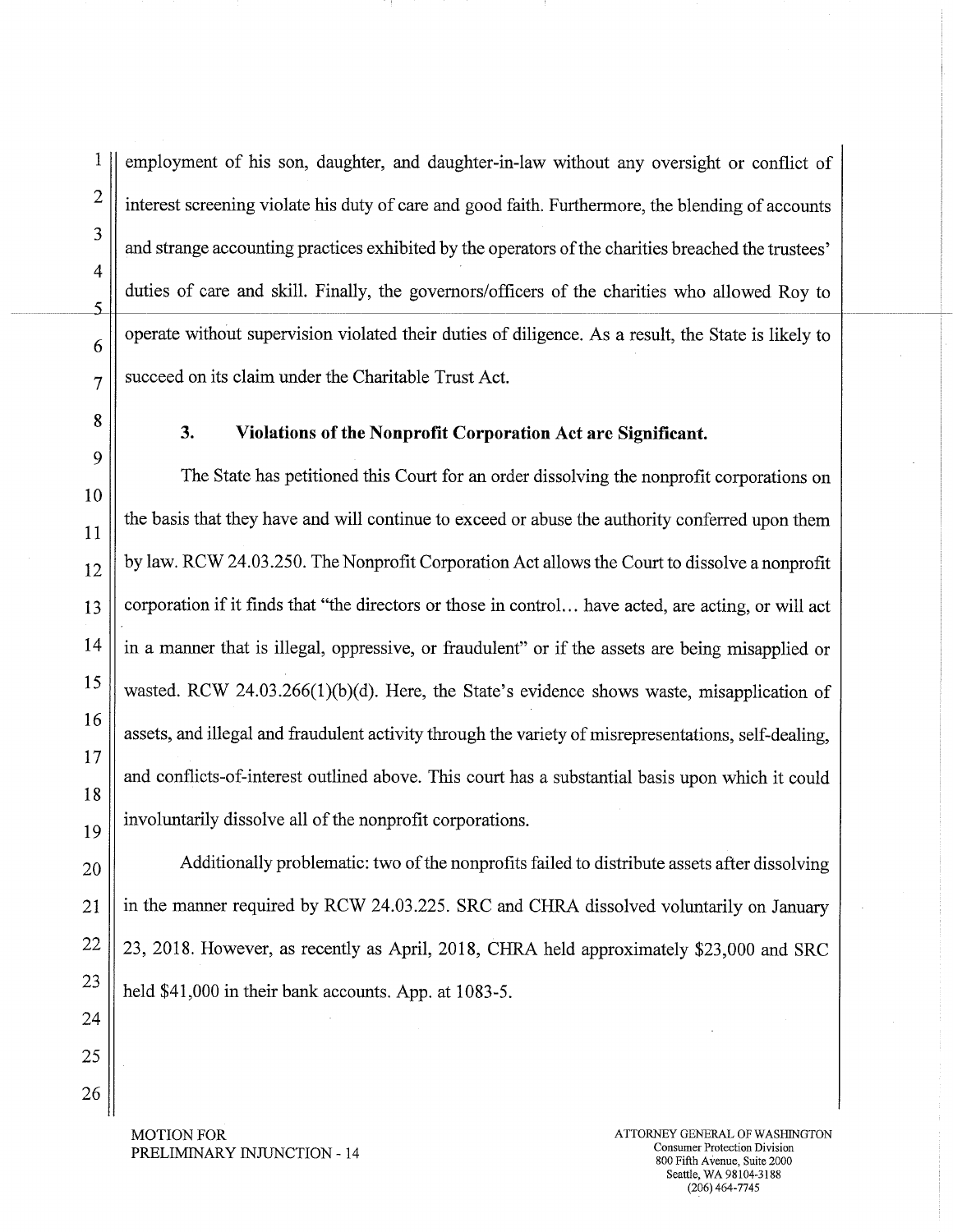employment of his son, daughter, and daughter-in-law without any oversight or conflict of interest screening violate his duty of care and good faith. Furthermore, the blending of accounts and strange accounting practices exhibited by the operators of the charities breached the trustees' duties of care and skill. Finally, the governors/officers of the charities who allowed Roy to operate without supervision violated their duties of diligence. As a result, the State is likely to succeed on its claim under the Charitable Trust Act.

### 3. Violations of the Nonprofit Corporation Act are Significant.

The State has petitioned this Court for an order dissolving the nonprofit corporations on the basis that they have and will continue to exceed or abuse the authority conferred upon them by law. RCW 24.03.250. The Nonprofit Corporation Act allows the Court to dissolve a nonprofit corporation if it finds that "the directors or those in control… have acted, are acting, or will act in a manner that is illegal, oppressive, or fraudulent" or if the assets are being misapplied or wasted. RCW 24.03.266(1)(b)(d). Here, the State's evidence shows waste, misapplication of assets, and illegal and fraudulent activity through the variety of misrepresentations, self-dealing, and conflicts-of-interest outlined above. This court has a substantial basis upon which it could involuntarily dissolve all of the nonprofit corporations.

Additionally problematic: two of the nonprofits failed to distribute assets after dissolving in the manner required by RCW 24.03.225. SRC and CHRA dissolved voluntarily on January 23, 2018. However, as recently as April, 2018, CHRA held approximately $23,000 and SRC held $41,000 in their bank accounts. App. at 1083-5.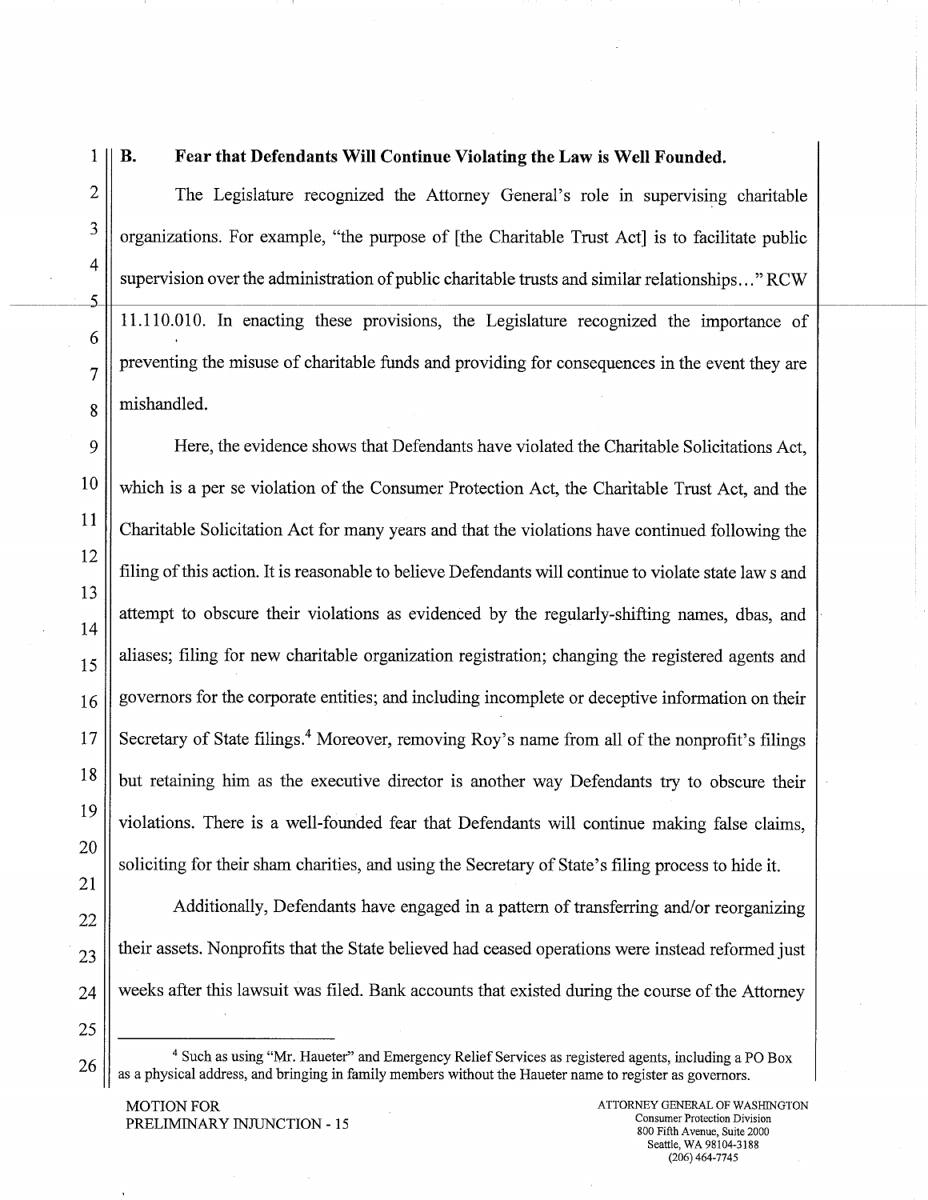### B. Fear that Defendants Will Continue Violating the Law is Well Founded.

The Legislature recognized the Attorney General's role in supervising charitable organizations. For example, "the purpose of [the Charitable Trust Act] is to facilitate public supervision over the administration of public charitable trusts and similar relationships..." RCW 11.110.010. In enacting these provisions, the Legislature recognized the importance of preventing the misuse of charitable funds and providing for consequences in the event they are mishandled.

Here, the evidence shows that Defendants have violated the Charitable Solicitations Act, which is a per se violation of the Consumer Protection Act, the Charitable Trust Act, and the Charitable Solicitation Act for many years and that the violations have continued following the filing of this action. It is reasonable to believe Defendants will continue to violate state law s and attempt to obscure their violations as evidenced by the regularly-shifting names, dbas, and aliases; filing for new charitable organization registration; changing the registered agents and governors for the corporate entities; and including incomplete or deceptive information on their Secretary of State filings.[4] Moreover, removing Roy's name from all of the nonprofit's filings but retaining him as the executive director is another way Defendants try to obscure their violations. There is a well-founded fear that Defendants will continue making false claims, soliciting for their sham charities, and using the Secretary of State's filing process to hide it.

Additionally, Defendants have engaged in a pattern of transferring and/or reorganizing their assets. Nonprofits that the State believed had ceased operations were instead reformed just weeks after this lawsuit was filed. Bank accounts that existed during the course of the Attorney

---

[4] Such as using "Mr. Haueter" and Emergency Relief Services as registered agents, including a PO Box as a physical address, and bringing in family members without the Haueter name to register as governors.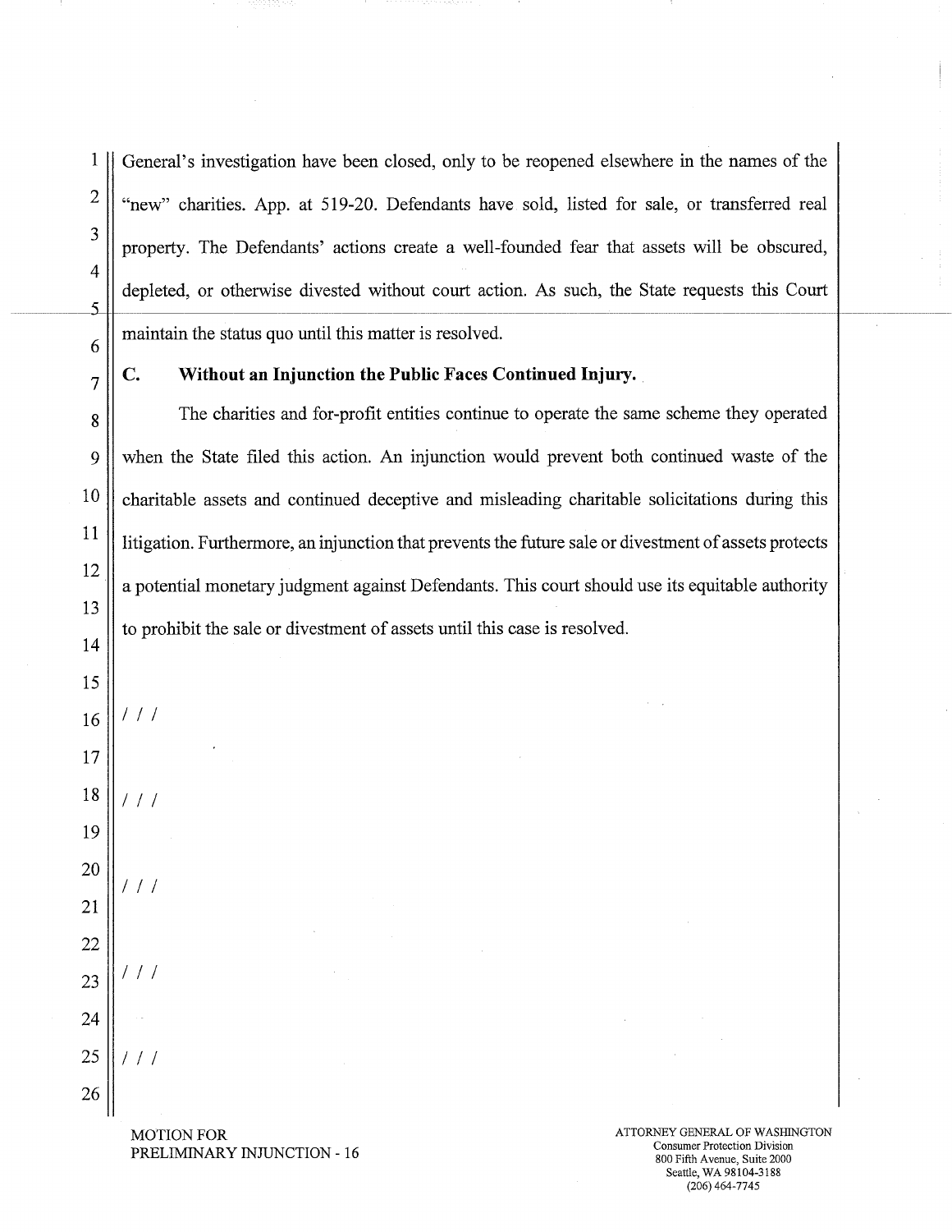General's investigation have been closed, only to be reopened elsewhere in the names of the "new" charities. App. at 519-20. Defendants have sold, listed for sale, or transferred real property. The Defendants' actions create a well-founded fear that assets will be obscured, depleted, or otherwise divested without court action. As such, the State requests this Court maintain the status quo until this matter is resolved.

### C. Without an Injunction the Public Faces Continued Injury.

The charities and for-profit entities continue to operate the same scheme they operated when the State filed this action. An injunction would prevent both continued waste of the charitable assets and continued deceptive and misleading charitable solicitations during this litigation. Furthermore, an injunction that prevents the future sale or divestment of assets protects a potential monetary judgment against Defendants. This court should use its equitable authority to prohibit the sale or divestment of assets until this case is resolved.

/ / /

/ / /

/ / /

/ / /

/ / /

MOTION FOR PRELIMINARY INJUNCTION - 16

ATTORNEY GENERAL OF WASHINGTON
Consumer Protection Division
800 Fifth Avenue, Suite 2000
Seattle, WA 98104-3188
(206) 464-7745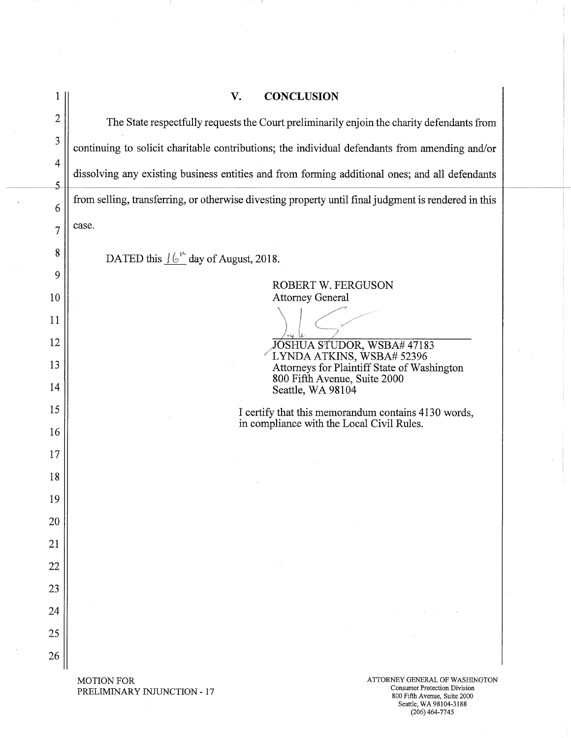## V. CONCLUSION

The State respectfully requests the Court preliminarily enjoin the charity defendants from continuing to solicit charitable contributions; the individual defendants from amending and/or dissolving any existing business entities and from forming additional ones; and all defendants from selling, transferring, or otherwise divesting property until final judgment is rendered in this case.

DATED this 16th day of August, 2018.

ROBERT W. FERGUSON
Attorney General

JOSHUA STUDOR, WSBA# 47183
LYNDA ATKINS, WSBA# 52396
Attorneys for Plaintiff State of Washington
800 Fifth Avenue, Suite 2000
Seattle, WA 98104

I certify that this memorandum contains 4130 words, in compliance with the Local Civil Rules.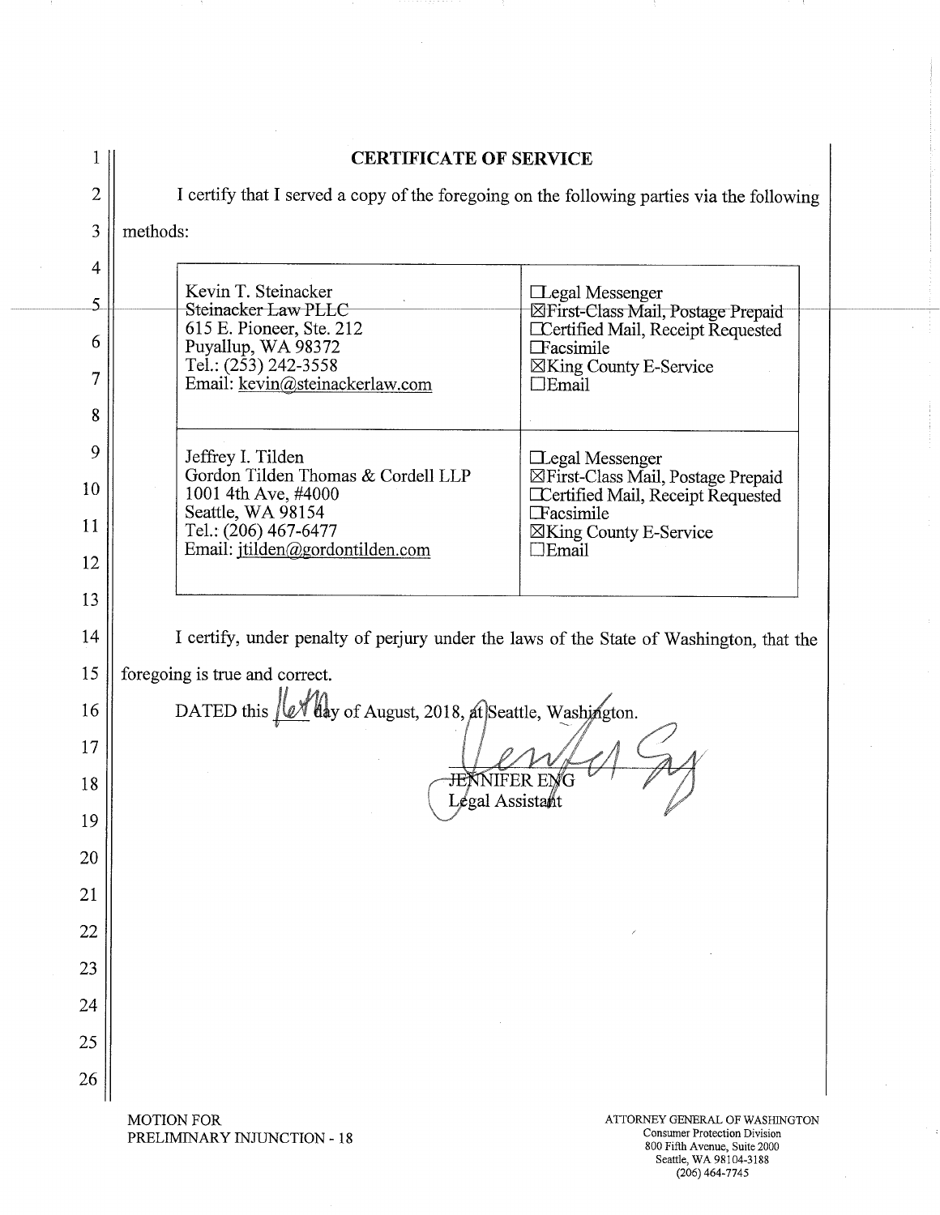## CERTIFICATE OF SERVICE

I certify that I served a copy of the foregoing on the following parties via the following methods:

| | |
|---|---|
| Kevin T. Steinacker<br>Steinacker Law PLLC<br>615 E. Pioneer, Ste. 212<br>Puyallup, WA 98372<br>Tel.: (253) 242-3558<br>Email: kevin@steinackerlaw.com | ☐Legal Messenger<br>☒First-Class Mail, Postage Prepaid<br>☐Certified Mail, Receipt Requested<br>☐Facsimile<br>☒King County E-Service<br>☐Email |
| Jeffrey I. Tilden<br>Gordon Tilden Thomas & Cordell LLP<br>1001 4th Ave, #4000<br>Seattle, WA 98154<br>Tel.: (206) 467-6477<br>Email: jtilden@gordontilden.com | ☐Legal Messenger<br>☒First-Class Mail, Postage Prepaid<br>☐Certified Mail, Receipt Requested<br>☐Facsimile<br>☒King County E-Service<br>☐Email |

I certify, under penalty of perjury under the laws of the State of Washington, that the foregoing is true and correct.

DATED this 16th day of August, 2018, at Seattle, Washington.

JENNIFER ENG
Legal Assistant

MOTION FOR PRELIMINARY INJUNCTION - 18

ATTORNEY GENERAL OF WASHINGTON
Consumer Protection Division
800 Fifth Avenue, Suite 2000
Seattle, WA 98104-3188
(206) 464-7745